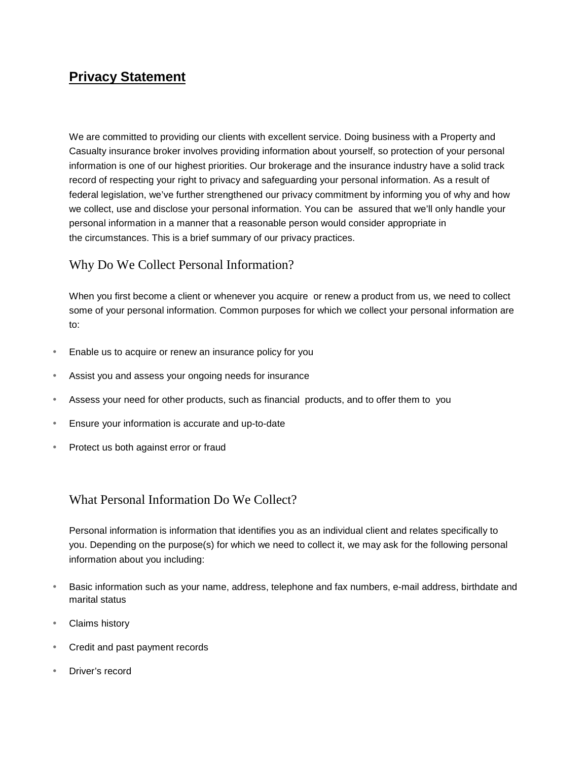# **Privacy Statement**

We are committed to providing our clients with excellent service. Doing business with a Property and Casualty insurance broker involves providing information about yourself, so protection of your personal information is one of our highest priorities. Our brokerage and the insurance industry have a solid track record of respecting your right to privacy and safeguarding your personal information. As a result of federal legislation, we've further strengthened our privacy commitment by informing you of why and how we collect, use and disclose your personal information. You can be assured that we'll only handle your personal information in a manner that a reasonable person would consider appropriate in the circumstances. This is a brief summary of our privacy practices.

## Why Do We Collect Personal Information?

When you first become a client or whenever you acquire or renew a product from us, we need to collect some of your personal information. Common purposes for which we collect your personal information are to:

- Enable us to acquire or renew an insurance policy for you
- Assist you and assess your ongoing needs for insurance
- Assess your need for other products, such as financial products, and to offer them to you
- Ensure your information is accurate and up-to-date
- Protect us both against error or fraud

## What Personal Information Do We Collect?

Personal information is information that identifies you as an individual client and relates specifically to you. Depending on the purpose(s) for which we need to collect it, we may ask for the following personal information about you including:

- Basic information such as your name, address, telephone and fax numbers, e-mail address, birthdate and marital status
- Claims history
- Credit and past payment records
- Driver's record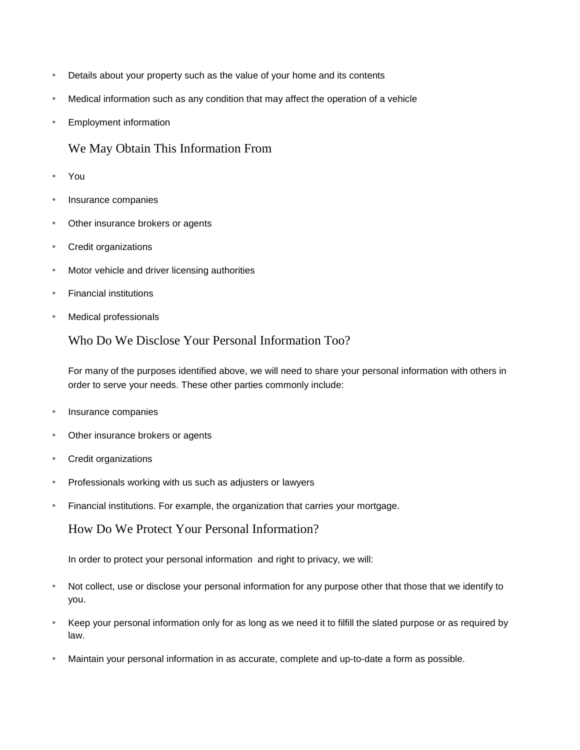- Details about your property such as the value of your home and its contents
- Medical information such as any condition that may affect the operation of a vehicle
- Employment information

## We May Obtain This Information From

- You
- Insurance companies
- Other insurance brokers or agents
- Credit organizations
- Motor vehicle and driver licensing authorities
- Financial institutions
- Medical professionals

## Who Do We Disclose Your Personal Information Too?

For many of the purposes identified above, we will need to share your personal information with others in order to serve your needs. These other parties commonly include:

- Insurance companies
- Other insurance brokers or agents
- Credit organizations
- Professionals working with us such as adjusters or lawyers
- Financial institutions. For example, the organization that carries your mortgage.

## How Do We Protect Your Personal Information?

In order to protect your personal information and right to privacy, we will:

- Not collect, use or disclose your personal information for any purpose other that those that we identify to you.
- Keep your personal information only for as long as we need it to filfill the slated purpose or as required by law.
- Maintain your personal information in as accurate, complete and up-to-date a form as possible.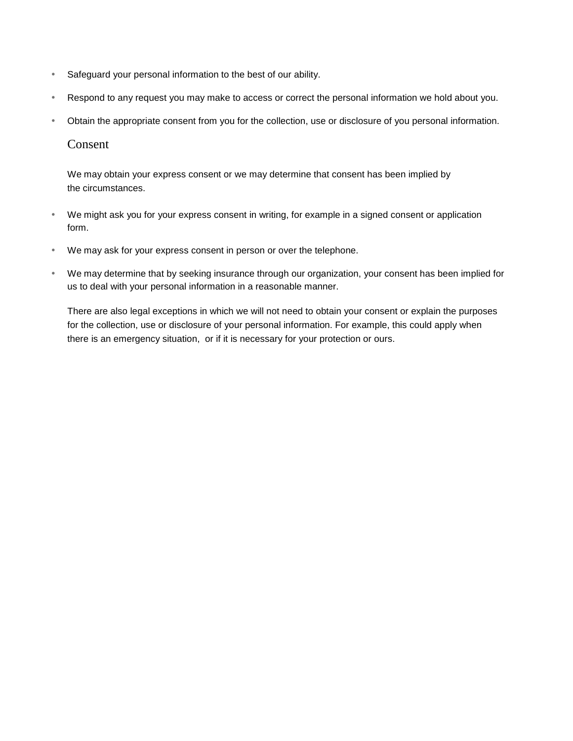- Safeguard your personal information to the best of our ability.
- Respond to any request you may make to access or correct the personal information we hold about you.
- Obtain the appropriate consent from you for the collection, use or disclosure of you personal information.

## Consent

We may obtain your express consent or we may determine that consent has been implied by the circumstances.

- We might ask you for your express consent in writing, for example in a signed consent or application form.
- We may ask for your express consent in person or over the telephone.
- We may determine that by seeking insurance through our organization, your consent has been implied for us to deal with your personal information in a reasonable manner.

There are also legal exceptions in which we will not need to obtain your consent or explain the purposes for the collection, use or disclosure of your personal information. For example, this could apply when there is an emergency situation, or if it is necessary for your protection or ours.